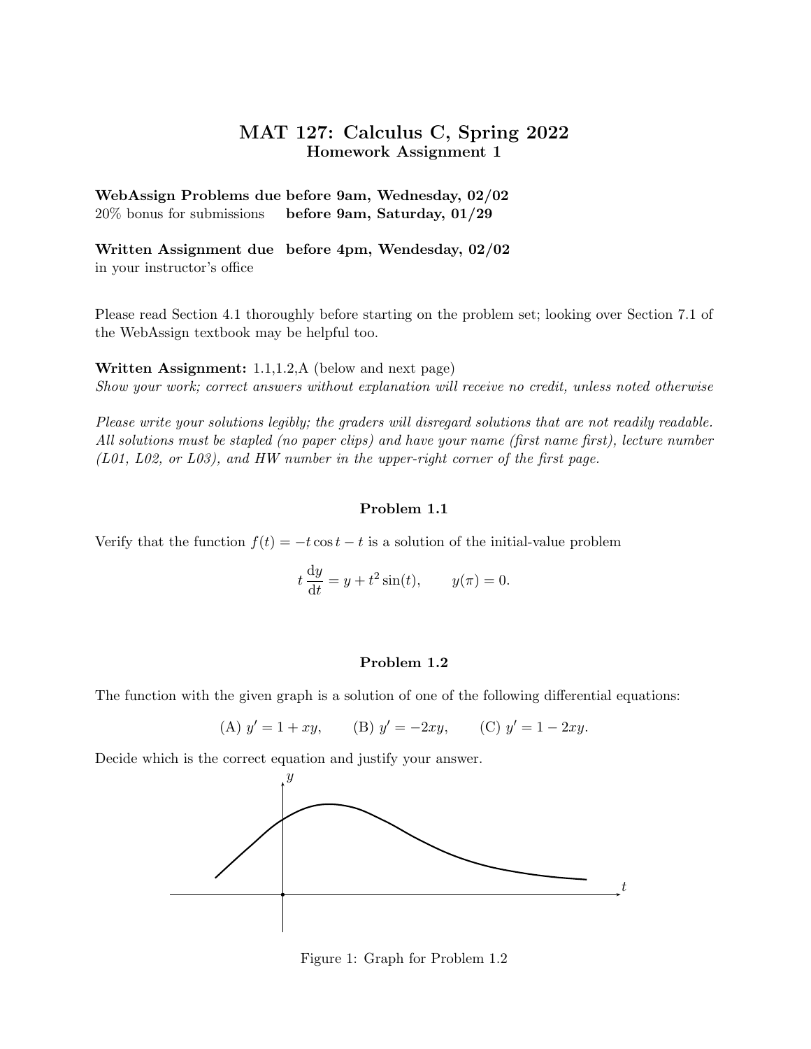# MAT 127: Calculus C, Spring 2022
## Homework Assignment 1

**WebAssign Problems due before 9am, Wednesday, 02/02**
20% bonus for submissions **before 9am, Saturday, 01/29**

**Written Assignment due before 4pm, Wendesday, 02/02**
in your instructor's office

Please read Section 4.1 thoroughly before starting on the problem set; looking over Section 7.1 of the WebAssign textbook may be helpful too.

**Written Assignment:** 1.1,1.2,A (below and next page)
*Show your work; correct answers without explanation will receive no credit, unless noted otherwise*

*Please write your solutions legibly; the graders will disregard solutions that are not readily readable. All solutions must be stapled (no paper clips) and have your name (first name first), lecture number (L01, L02, or L03), and HW number in the upper-right corner of the first page.*

### Problem 1.1

Verify that the function $f(t) = -t\cos t - t$ is a solution of the initial-value problem

$$t\,\frac{\mathrm{d}y}{\mathrm{d}t} = y + t^2\sin(t), \qquad y(\pi) = 0.$$

### Problem 1.2

The function with the given graph is a solution of one of the following differential equations:

$$\text{(A) } y' = 1 + xy, \qquad \text{(B) } y' = -2xy, \qquad \text{(C) } y' = 1 - 2xy.$$

Decide which is the correct equation and justify your answer.

Figure 1: Graph for Problem 1.2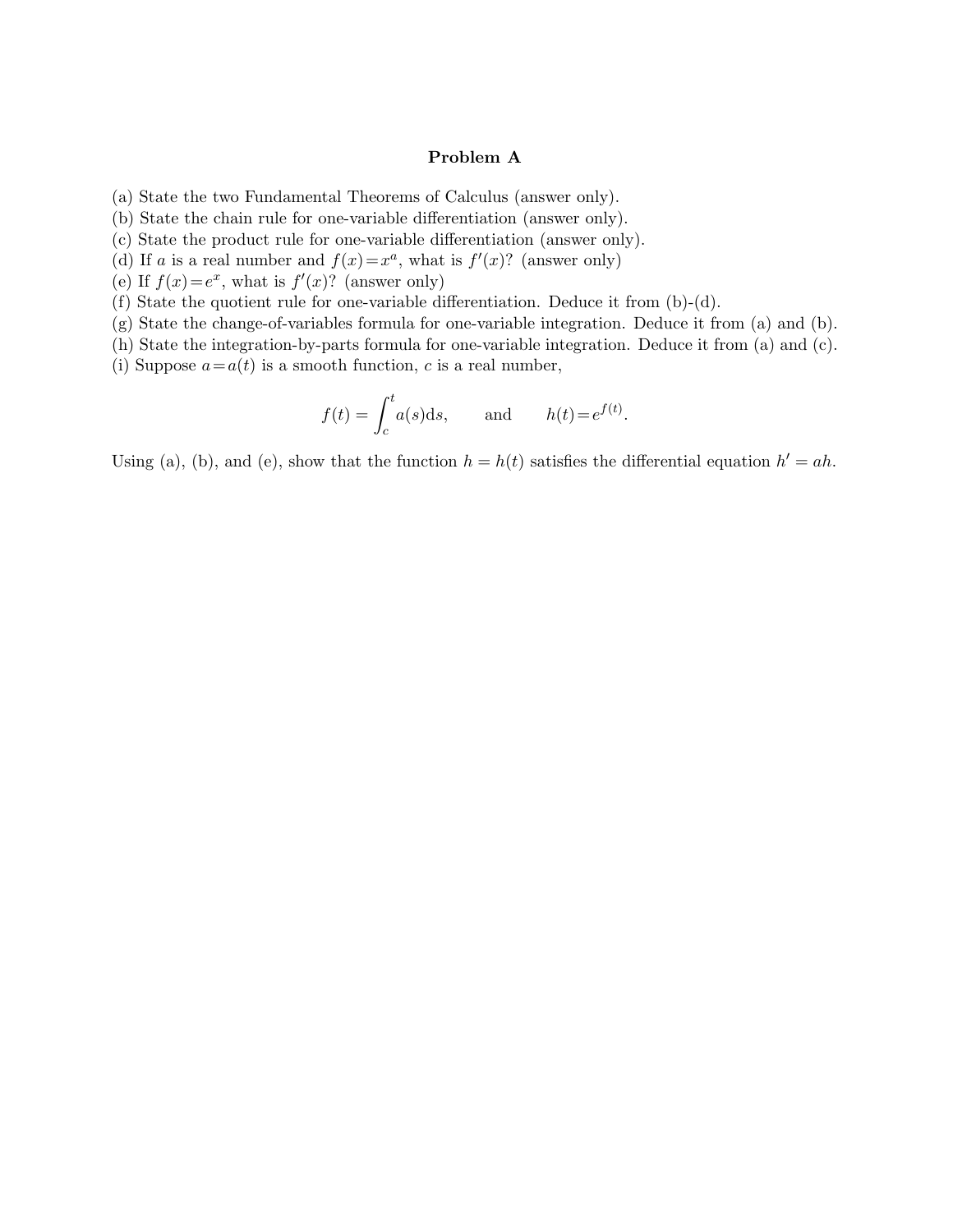**Problem A**

(a) State the two Fundamental Theorems of Calculus (answer only).
(b) State the chain rule for one-variable differentiation (answer only).
(c) State the product rule for one-variable differentiation (answer only).
(d) If $a$ is a real number and $f(x)=x^a$, what is $f'(x)$? (answer only)
(e) If $f(x)=e^x$, what is $f'(x)$? (answer only)
(f) State the quotient rule for one-variable differentiation. Deduce it from (b)-(d).
(g) State the change-of-variables formula for one-variable integration. Deduce it from (a) and (b).
(h) State the integration-by-parts formula for one-variable integration. Deduce it from (a) and (c).
(i) Suppose $a=a(t)$ is a smooth function, $c$ is a real number,

$$f(t) = \int_c^t a(s)\mathrm{d}s, \qquad \text{and} \qquad h(t)=e^{f(t)}.$$

Using (a), (b), and (e), show that the function $h = h(t)$ satisfies the differential equation $h' = ah$.